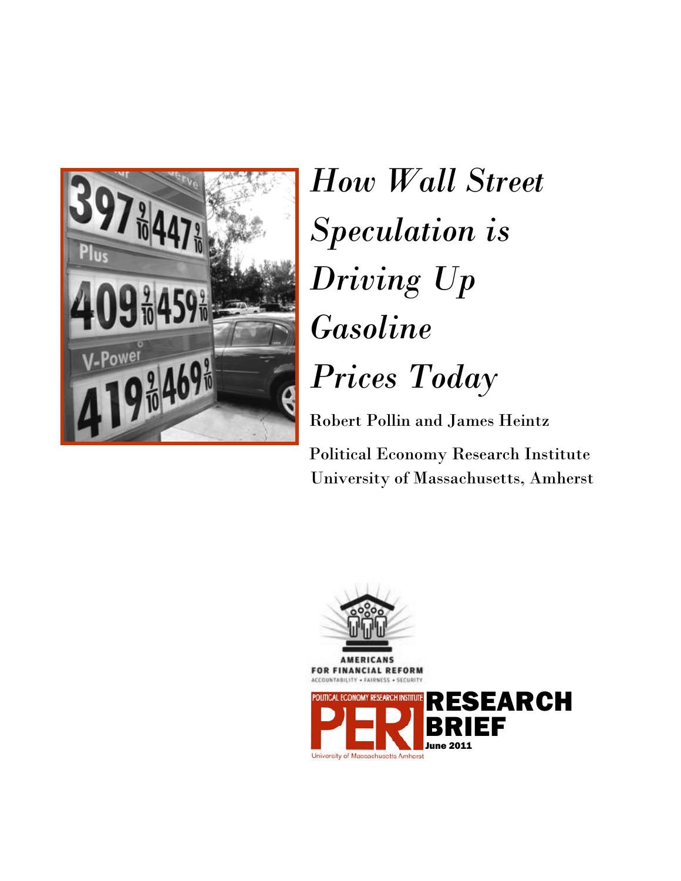# *How Wall Street Speculation is Driving Up Gasoline Prices Today*

Robert Pollin and James Heintz

Political Economy Research Institute
University of Massachusetts, Amherst

AMERICANS FOR FINANCIAL REFORM
ACCOUNTABILITY • FAIRNESS • SECURITY

POLITICAL ECONOMY RESEARCH INSTITUTE
PERI
University of Massachusetts Amherst

RESEARCH BRIEF
June 2011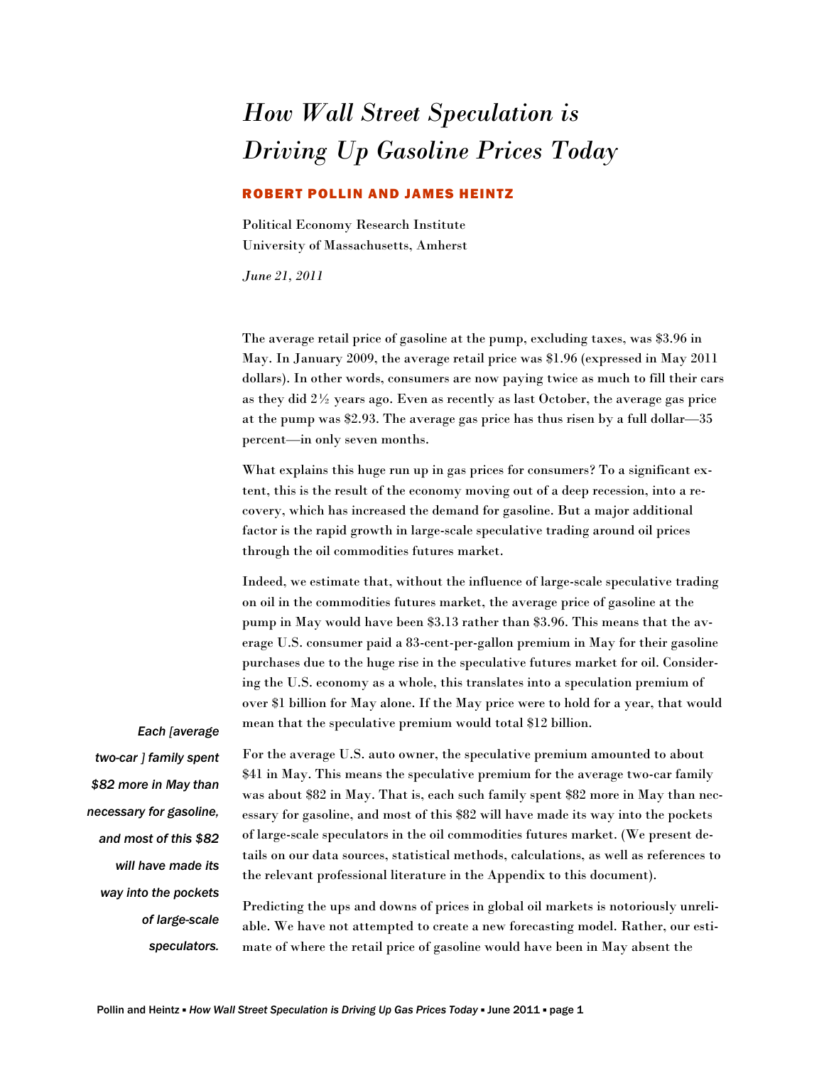# *How Wall Street Speculation is Driving Up Gasoline Prices Today*

**ROBERT POLLIN AND JAMES HEINTZ**

Political Economy Research Institute
University of Massachusetts, Amherst

*June 21, 2011*

The average retail price of gasoline at the pump, excluding taxes, was $3.96 in May. In January 2009, the average retail price was $1.96 (expressed in May 2011 dollars). In other words, consumers are now paying twice as much to fill their cars as they did 2½ years ago. Even as recently as last October, the average gas price at the pump was $2.93. The average gas price has thus risen by a full dollar—35 percent—in only seven months.

What explains this huge run up in gas prices for consumers? To a significant extent, this is the result of the economy moving out of a deep recession, into a recovery, which has increased the demand for gasoline. But a major additional factor is the rapid growth in large-scale speculative trading around oil prices through the oil commodities futures market.

Indeed, we estimate that, without the influence of large-scale speculative trading on oil in the commodities futures market, the average price of gasoline at the pump in May would have been $3.13 rather than $3.96. This means that the average U.S. consumer paid a 83-cent-per-gallon premium in May for their gasoline purchases due to the huge rise in the speculative futures market for oil. Considering the U.S. economy as a whole, this translates into a speculation premium of over $1 billion for May alone. If the May price were to hold for a year, that would mean that the speculative premium would total $12 billion.

*Each [average two-car ] family spent $82 more in May than necessary for gasoline, and most of this $82 will have made its way into the pockets of large-scale speculators.*

For the average U.S. auto owner, the speculative premium amounted to about $41 in May. This means the speculative premium for the average two-car family was about $82 in May. That is, each such family spent $82 more in May than necessary for gasoline, and most of this $82 will have made its way into the pockets of large-scale speculators in the oil commodities futures market. (We present details on our data sources, statistical methods, calculations, as well as references to the relevant professional literature in the Appendix to this document).

Predicting the ups and downs of prices in global oil markets is notoriously unreliable. We have not attempted to create a new forecasting model. Rather, our estimate of where the retail price of gasoline would have been in May absent the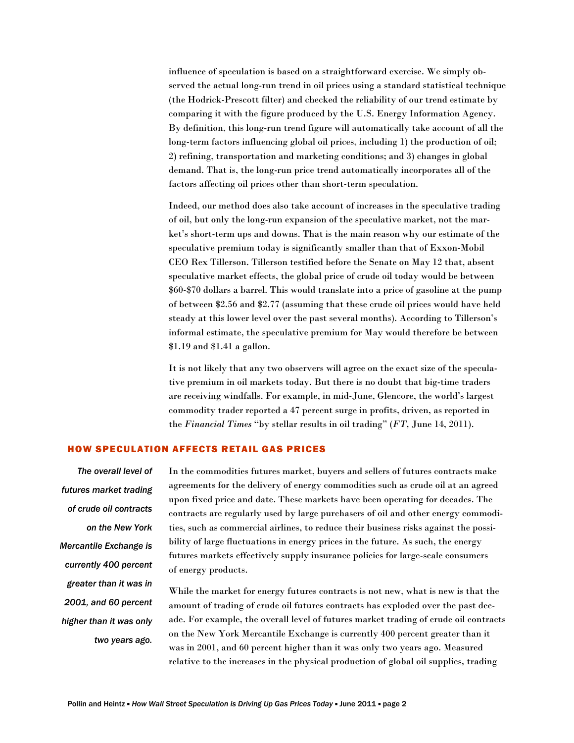influence of speculation is based on a straightforward exercise. We simply observed the actual long-run trend in oil prices using a standard statistical technique (the Hodrick-Prescott filter) and checked the reliability of our trend estimate by comparing it with the figure produced by the U.S. Energy Information Agency. By definition, this long-run trend figure will automatically take account of all the long-term factors influencing global oil prices, including 1) the production of oil; 2) refining, transportation and marketing conditions; and 3) changes in global demand. That is, the long-run price trend automatically incorporates all of the factors affecting oil prices other than short-term speculation.

Indeed, our method does also take account of increases in the speculative trading of oil, but only the long-run expansion of the speculative market, not the market's short-term ups and downs. That is the main reason why our estimate of the speculative premium today is significantly smaller than that of Exxon-Mobil CEO Rex Tillerson. Tillerson testified before the Senate on May 12 that, absent speculative market effects, the global price of crude oil today would be between \$60-\$70 dollars a barrel. This would translate into a price of gasoline at the pump of between \$2.56 and \$2.77 (assuming that these crude oil prices would have held steady at this lower level over the past several months). According to Tillerson's informal estimate, the speculative premium for May would therefore be between \$1.19 and \$1.41 a gallon.

It is not likely that any two observers will agree on the exact size of the speculative premium in oil markets today. But there is no doubt that big-time traders are receiving windfalls. For example, in mid-June, Glencore, the world's largest commodity trader reported a 47 percent surge in profits, driven, as reported in the *Financial Times* "by stellar results in oil trading" (*FT*, June 14, 2011).

## HOW SPECULATION AFFECTS RETAIL GAS PRICES

*The overall level of futures market trading of crude oil contracts on the New York Mercantile Exchange is currently 400 percent greater than it was in 2001, and 60 percent higher than it was only two years ago.*

In the commodities futures market, buyers and sellers of futures contracts make agreements for the delivery of energy commodities such as crude oil at an agreed upon fixed price and date. These markets have been operating for decades. The contracts are regularly used by large purchasers of oil and other energy commodities, such as commercial airlines, to reduce their business risks against the possibility of large fluctuations in energy prices in the future. As such, the energy futures markets effectively supply insurance policies for large-scale consumers of energy products.

While the market for energy futures contracts is not new, what is new is that the amount of trading of crude oil futures contracts has exploded over the past decade. For example, the overall level of futures market trading of crude oil contracts on the New York Mercantile Exchange is currently 400 percent greater than it was in 2001, and 60 percent higher than it was only two years ago. Measured relative to the increases in the physical production of global oil supplies, trading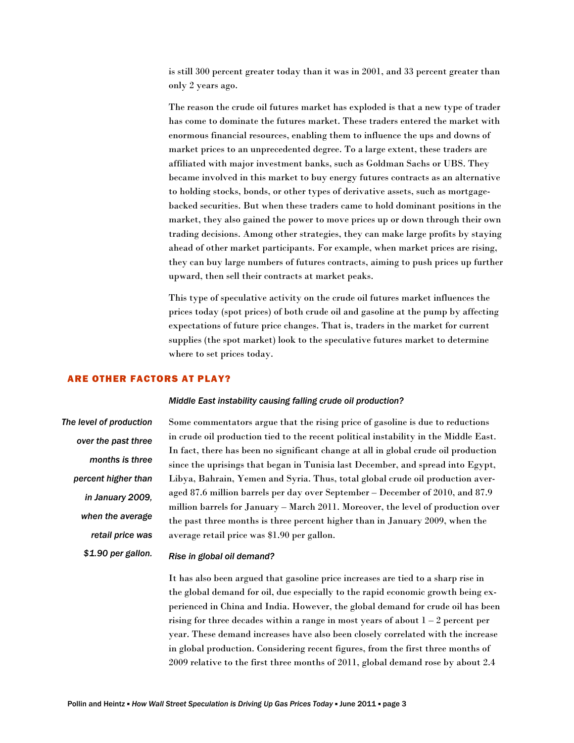is still 300 percent greater today than it was in 2001, and 33 percent greater than only 2 years ago.

The reason the crude oil futures market has exploded is that a new type of trader has come to dominate the futures market. These traders entered the market with enormous financial resources, enabling them to influence the ups and downs of market prices to an unprecedented degree. To a large extent, these traders are affiliated with major investment banks, such as Goldman Sachs or UBS. They became involved in this market to buy energy futures contracts as an alternative to holding stocks, bonds, or other types of derivative assets, such as mortgage-backed securities. But when these traders came to hold dominant positions in the market, they also gained the power to move prices up or down through their own trading decisions. Among other strategies, they can make large profits by staying ahead of other market participants. For example, when market prices are rising, they can buy large numbers of futures contracts, aiming to push prices up further upward, then sell their contracts at market peaks.

This type of speculative activity on the crude oil futures market influences the prices today (spot prices) of both crude oil and gasoline at the pump by affecting expectations of future price changes. That is, traders in the market for current supplies (the spot market) look to the speculative futures market to determine where to set prices today.

## ARE OTHER FACTORS AT PLAY?

### *Middle East instability causing falling crude oil production?*

*The level of production over the past three months is three percent higher than in January 2009, when the average retail price was $1.90 per gallon.*

Some commentators argue that the rising price of gasoline is due to reductions in crude oil production tied to the recent political instability in the Middle East. In fact, there has been no significant change at all in global crude oil production since the uprisings that began in Tunisia last December, and spread into Egypt, Libya, Bahrain, Yemen and Syria. Thus, total global crude oil production averaged 87.6 million barrels per day over September – December of 2010, and 87.9 million barrels for January – March 2011. Moreover, the level of production over the past three months is three percent higher than in January 2009, when the average retail price was $1.90 per gallon.

### *Rise in global oil demand?*

It has also been argued that gasoline price increases are tied to a sharp rise in the global demand for oil, due especially to the rapid economic growth being experienced in China and India. However, the global demand for crude oil has been rising for three decades within a range in most years of about 1 – 2 percent per year. These demand increases have also been closely correlated with the increase in global production. Considering recent figures, from the first three months of 2009 relative to the first three months of 2011, global demand rose by about 2.4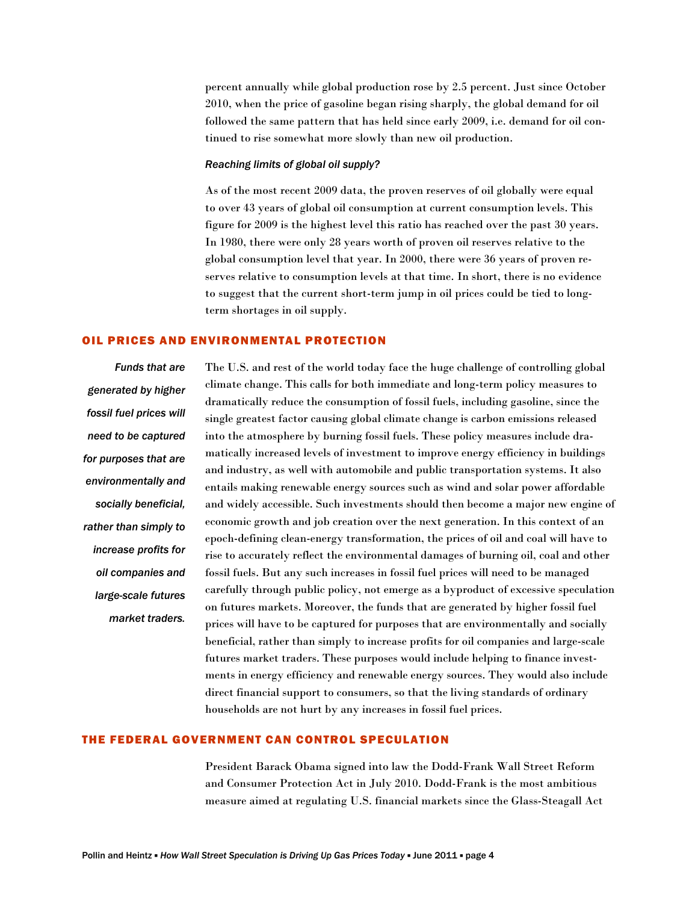percent annually while global production rose by 2.5 percent. Just since October 2010, when the price of gasoline began rising sharply, the global demand for oil followed the same pattern that has held since early 2009, i.e. demand for oil continued to rise somewhat more slowly than new oil production.

*Reaching limits of global oil supply?*

As of the most recent 2009 data, the proven reserves of oil globally were equal to over 43 years of global oil consumption at current consumption levels. This figure for 2009 is the highest level this ratio has reached over the past 30 years. In 1980, there were only 28 years worth of proven oil reserves relative to the global consumption level that year. In 2000, there were 36 years of proven reserves relative to consumption levels at that time. In short, there is no evidence to suggest that the current short-term jump in oil prices could be tied to long-term shortages in oil supply.

## OIL PRICES AND ENVIRONMENTAL PROTECTION

*Funds that are generated by higher fossil fuel prices will need to be captured for purposes that are environmentally and socially beneficial, rather than simply to increase profits for oil companies and large-scale futures market traders.*

The U.S. and rest of the world today face the huge challenge of controlling global climate change. This calls for both immediate and long-term policy measures to dramatically reduce the consumption of fossil fuels, including gasoline, since the single greatest factor causing global climate change is carbon emissions released into the atmosphere by burning fossil fuels. These policy measures include dramatically increased levels of investment to improve energy efficiency in buildings and industry, as well with automobile and public transportation systems. It also entails making renewable energy sources such as wind and solar power affordable and widely accessible. Such investments should then become a major new engine of economic growth and job creation over the next generation. In this context of an epoch-defining clean-energy transformation, the prices of oil and coal will have to rise to accurately reflect the environmental damages of burning oil, coal and other fossil fuels. But any such increases in fossil fuel prices will need to be managed carefully through public policy, not emerge as a byproduct of excessive speculation on futures markets. Moreover, the funds that are generated by higher fossil fuel prices will have to be captured for purposes that are environmentally and socially beneficial, rather than simply to increase profits for oil companies and large-scale futures market traders. These purposes would include helping to finance investments in energy efficiency and renewable energy sources. They would also include direct financial support to consumers, so that the living standards of ordinary households are not hurt by any increases in fossil fuel prices.

## THE FEDERAL GOVERNMENT CAN CONTROL SPECULATION

President Barack Obama signed into law the Dodd-Frank Wall Street Reform and Consumer Protection Act in July 2010. Dodd-Frank is the most ambitious measure aimed at regulating U.S. financial markets since the Glass-Steagall Act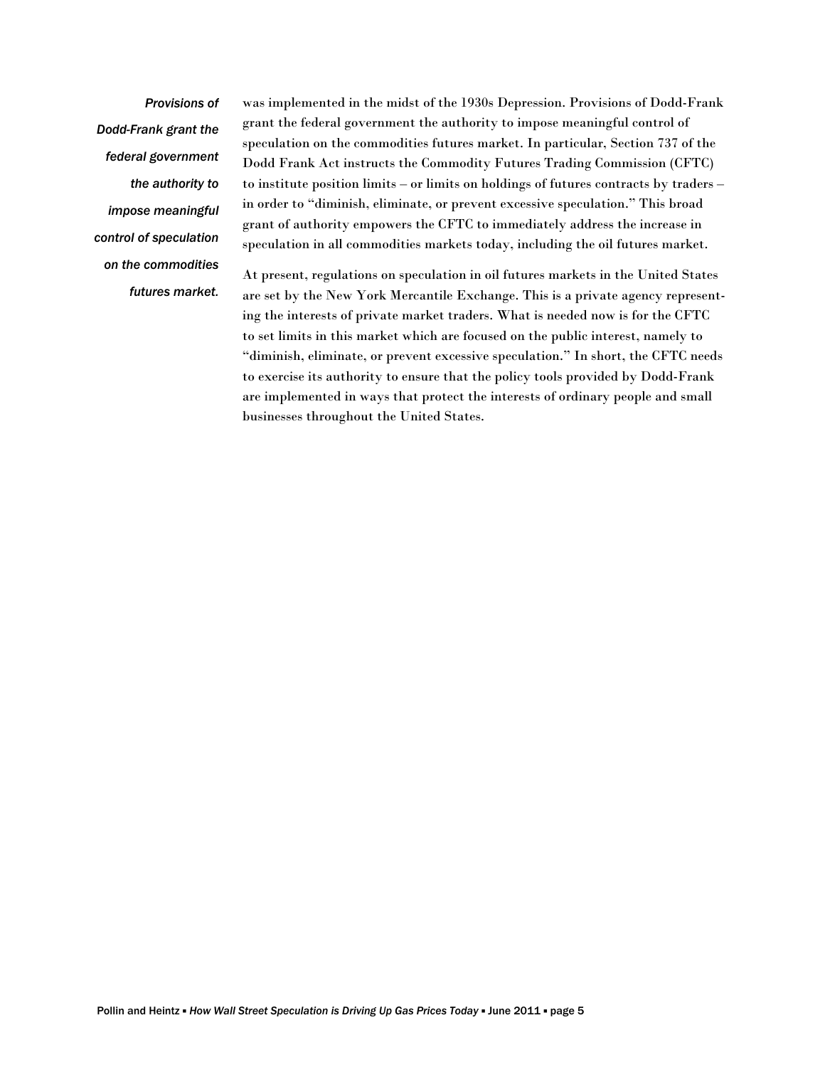*Provisions of Dodd-Frank grant the federal government the authority to impose meaningful control of speculation on the commodities futures market.*

was implemented in the midst of the 1930s Depression. Provisions of Dodd-Frank grant the federal government the authority to impose meaningful control of speculation on the commodities futures market. In particular, Section 737 of the Dodd Frank Act instructs the Commodity Futures Trading Commission (CFTC) to institute position limits – or limits on holdings of futures contracts by traders – in order to "diminish, eliminate, or prevent excessive speculation." This broad grant of authority empowers the CFTC to immediately address the increase in speculation in all commodities markets today, including the oil futures market.

At present, regulations on speculation in oil futures markets in the United States are set by the New York Mercantile Exchange. This is a private agency representing the interests of private market traders. What is needed now is for the CFTC to set limits in this market which are focused on the public interest, namely to "diminish, eliminate, or prevent excessive speculation." In short, the CFTC needs to exercise its authority to ensure that the policy tools provided by Dodd-Frank are implemented in ways that protect the interests of ordinary people and small businesses throughout the United States.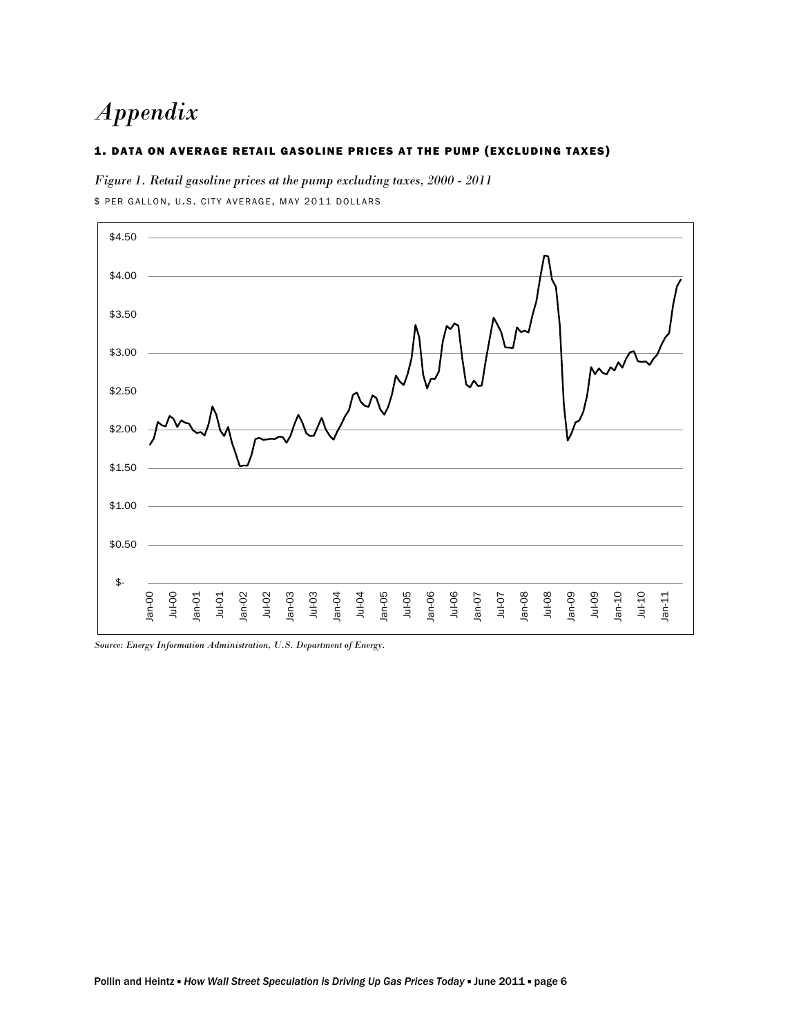# *Appendix*

### 1. DATA ON AVERAGE RETAIL GASOLINE PRICES AT THE PUMP (EXCLUDING TAXES)

*Figure 1. Retail gasoline prices at the pump excluding taxes, 2000 - 2011*

$ PER GALLON, U.S. CITY AVERAGE, MAY 2011 DOLLARS

*Source: Energy Information Administration, U.S. Department of Energy.*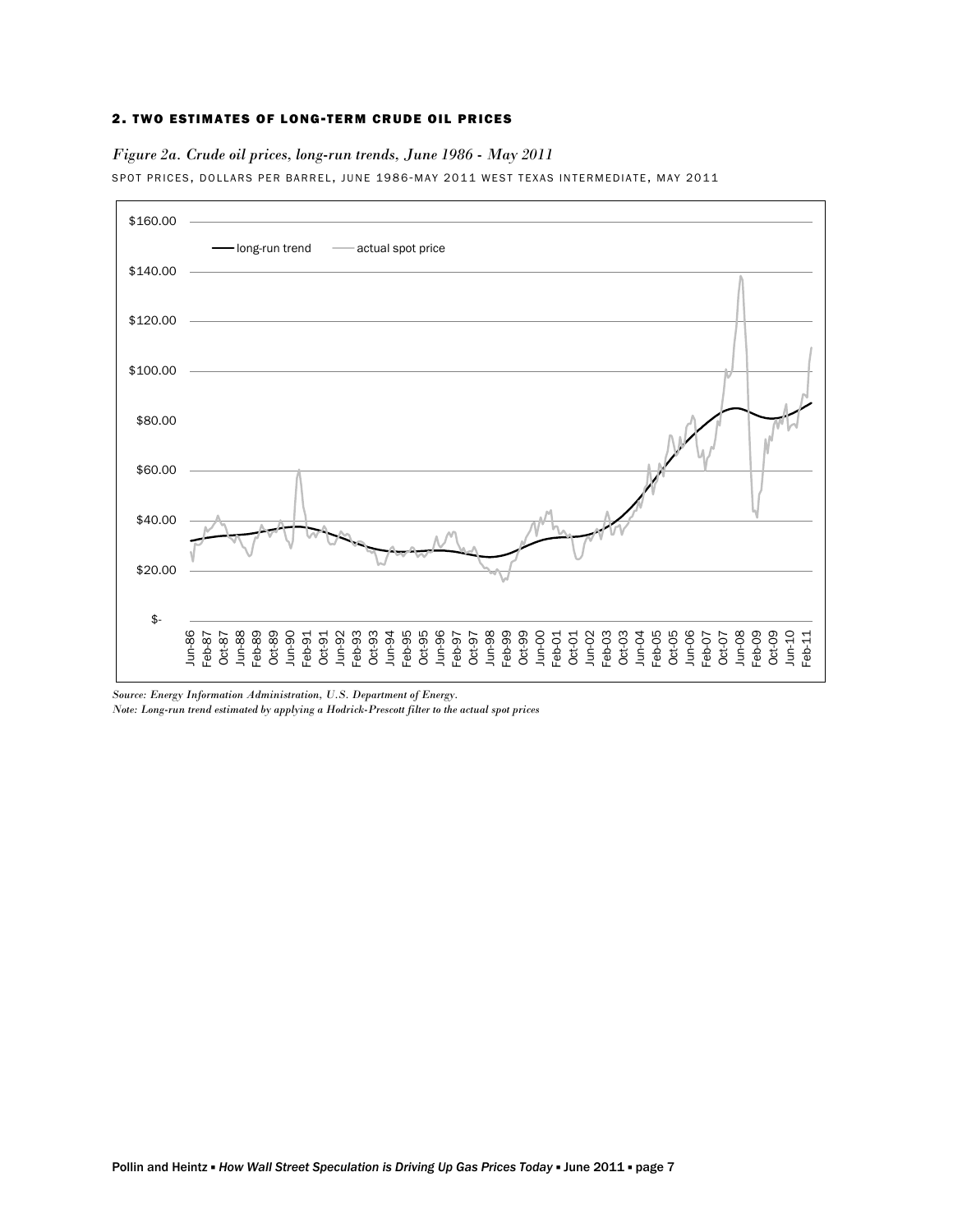## 2. TWO ESTIMATES OF LONG-TERM CRUDE OIL PRICES

*Figure 2a. Crude oil prices, long-run trends, June 1986 - May 2011*

SPOT PRICES, DOLLARS PER BARREL, JUNE 1986-MAY 2011 WEST TEXAS INTERMEDIATE, MAY 2011

*Source: Energy Information Administration, U.S. Department of Energy.*

*Note: Long-run trend estimated by applying a Hodrick-Prescott filter to the actual spot prices*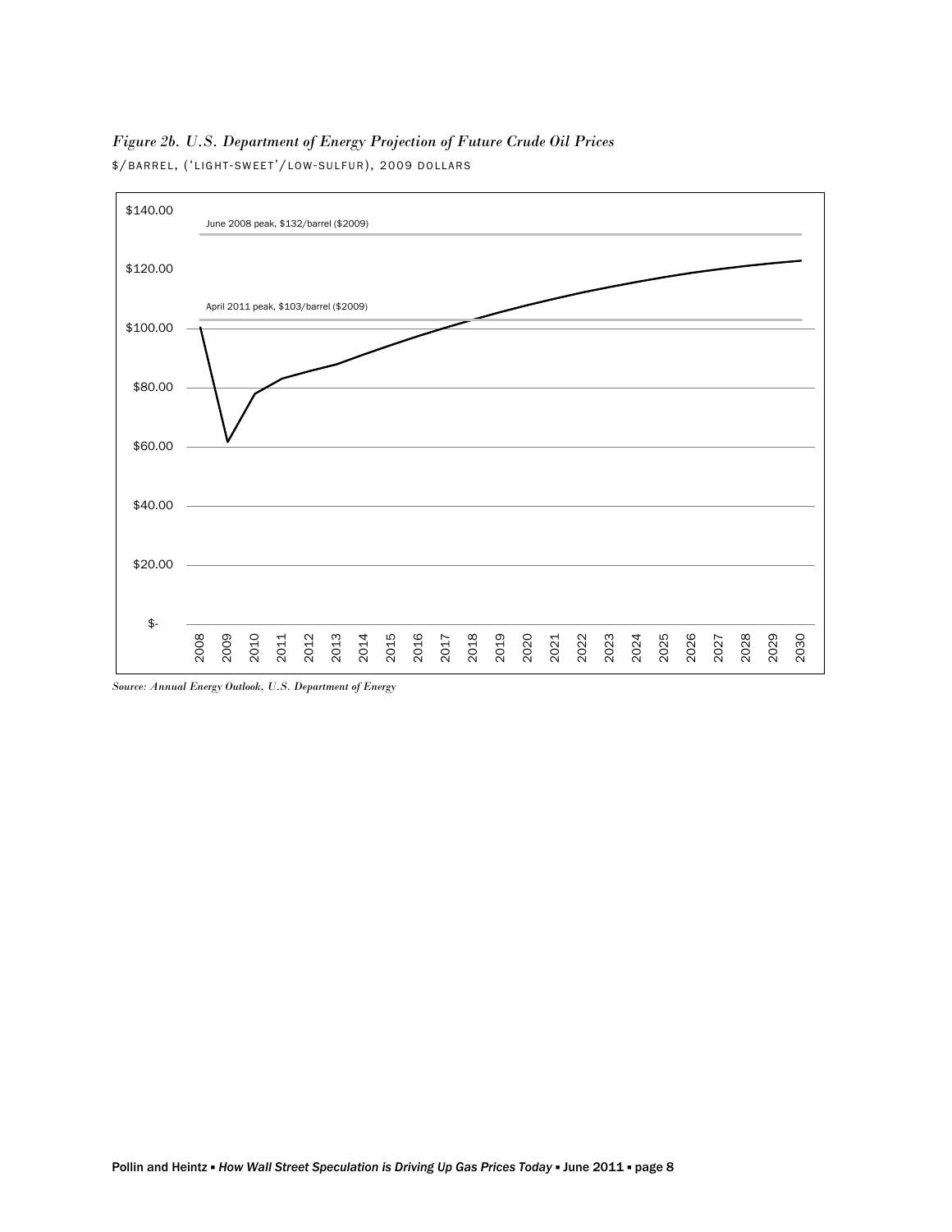*Figure 2b. U.S. Department of Energy Projection of Future Crude Oil Prices*

$/BARREL, ('LIGHT-SWEET'/LOW-SULFUR), 2009 DOLLARS

*Source: Annual Energy Outlook, U.S. Department of Energy*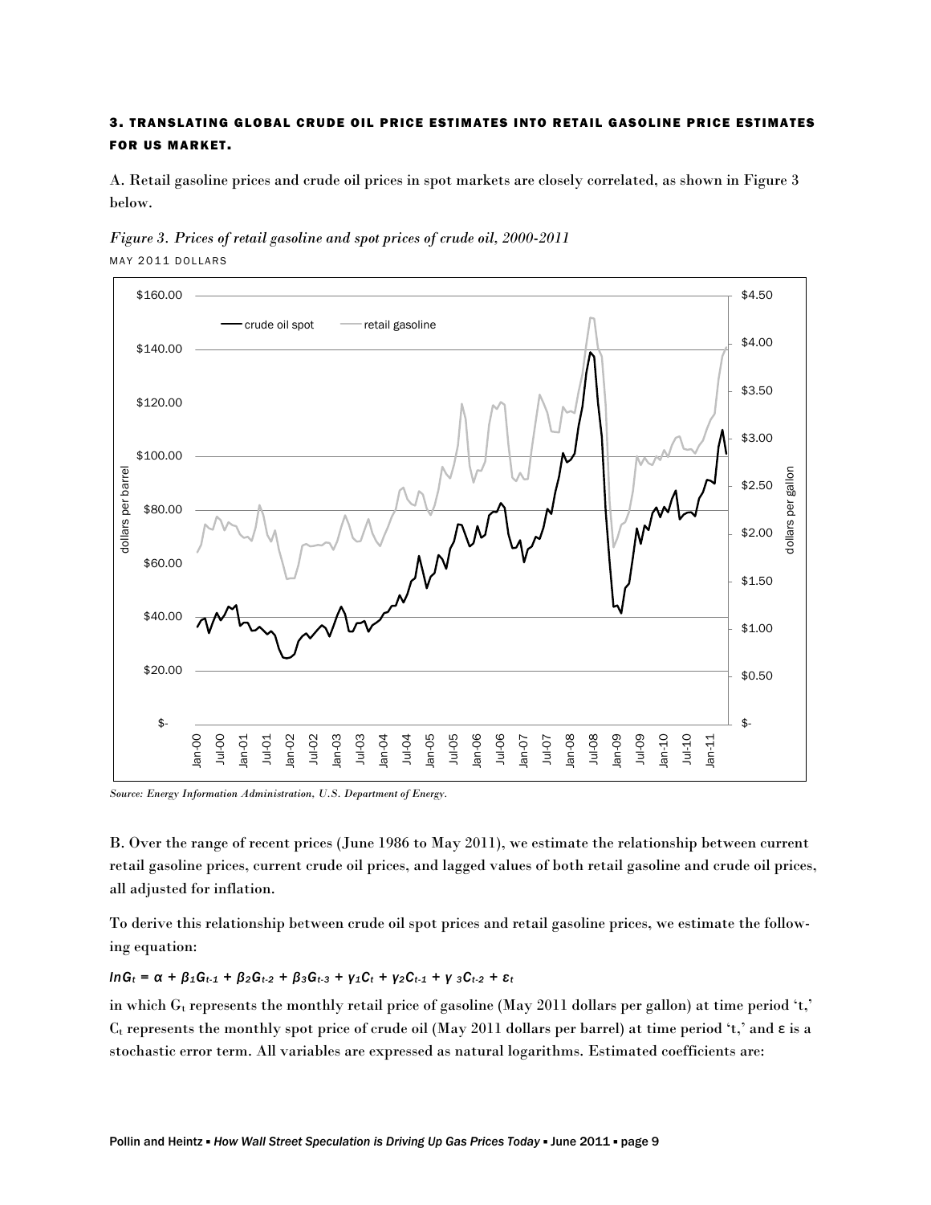### 3. TRANSLATING GLOBAL CRUDE OIL PRICE ESTIMATES INTO RETAIL GASOLINE PRICE ESTIMATES FOR US MARKET.

A. Retail gasoline prices and crude oil prices in spot markets are closely correlated, as shown in Figure 3 below.

*Figure 3. Prices of retail gasoline and spot prices of crude oil, 2000-2011*
MAY 2011 DOLLARS

*Source: Energy Information Administration, U.S. Department of Energy.*

B. Over the range of recent prices (June 1986 to May 2011), we estimate the relationship between current retail gasoline prices, current crude oil prices, and lagged values of both retail gasoline and crude oil prices, all adjusted for inflation.

To derive this relationship between crude oil spot prices and retail gasoline prices, we estimate the following equation:

$$\ln G_t = \alpha + \beta_1 G_{t-1} + \beta_2 G_{t-2} + \beta_3 G_{t-3} + \gamma_1 C_t + \gamma_2 C_{t-1} + \gamma_3 C_{t-2} + \varepsilon_t$$

in which $G_t$ represents the monthly retail price of gasoline (May 2011 dollars per gallon) at time period 't,' $C_t$ represents the monthly spot price of crude oil (May 2011 dollars per barrel) at time period 't,' and $\varepsilon$ is a stochastic error term. All variables are expressed as natural logarithms. Estimated coefficients are: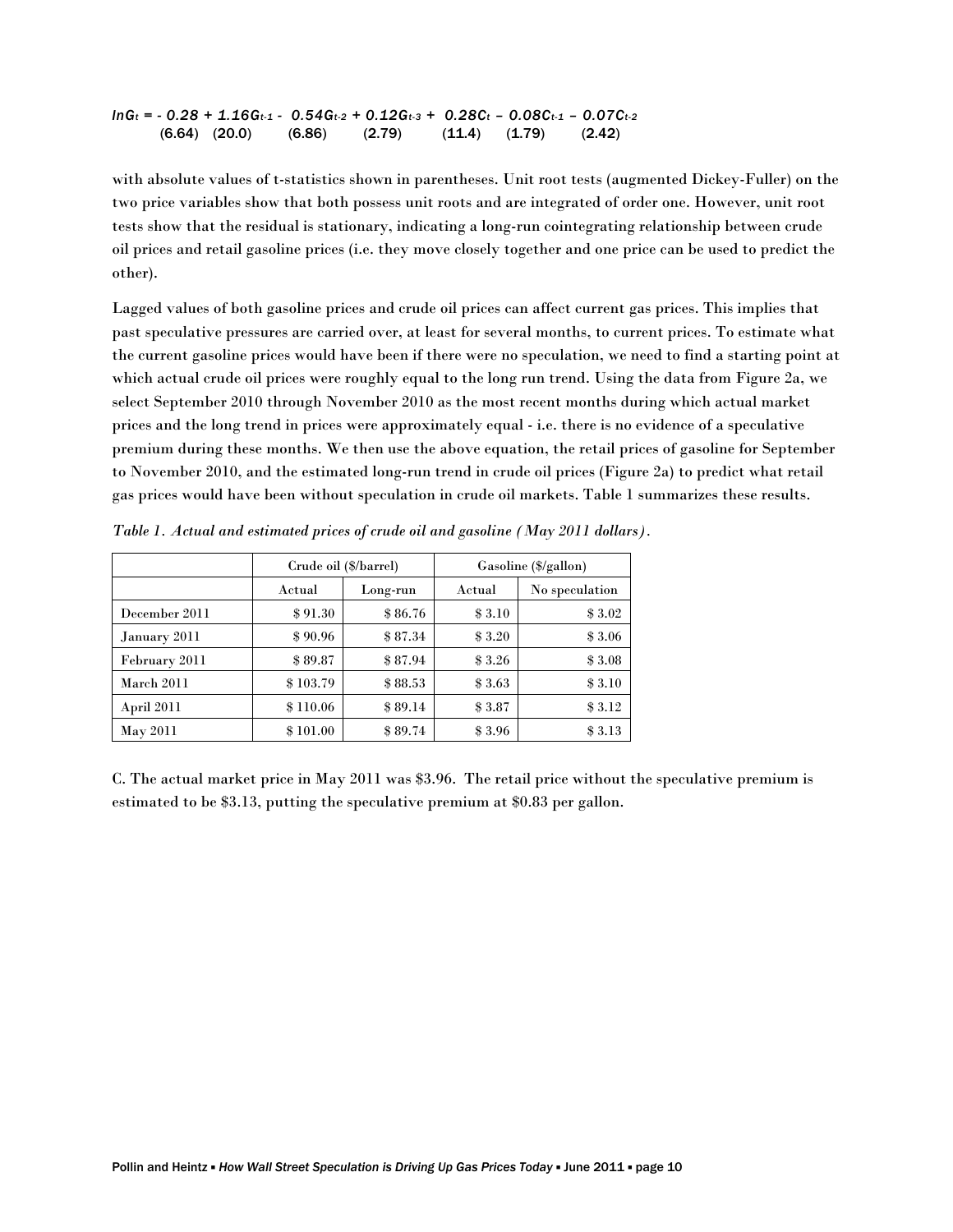$$lnG_t = -0.28 + 1.16G_{t-1} - 0.54G_{t-2} + 0.12G_{t-3} + 0.28C_t - 0.08C_{t-1} - 0.07C_{t-2}$$

$$(6.64) \quad (20.0) \quad (6.86) \quad (2.79) \quad (11.4) \quad (1.79) \quad (2.42)$$

with absolute values of t-statistics shown in parentheses. Unit root tests (augmented Dickey-Fuller) on the two price variables show that both possess unit roots and are integrated of order one. However, unit root tests show that the residual is stationary, indicating a long-run cointegrating relationship between crude oil prices and retail gasoline prices (i.e. they move closely together and one price can be used to predict the other).

Lagged values of both gasoline prices and crude oil prices can affect current gas prices. This implies that past speculative pressures are carried over, at least for several months, to current prices. To estimate what the current gasoline prices would have been if there were no speculation, we need to find a starting point at which actual crude oil prices were roughly equal to the long run trend. Using the data from Figure 2a, we select September 2010 through November 2010 as the most recent months during which actual market prices and the long trend in prices were approximately equal - i.e. there is no evidence of a speculative premium during these months. We then use the above equation, the retail prices of gasoline for September to November 2010, and the estimated long-run trend in crude oil prices (Figure 2a) to predict what retail gas prices would have been without speculation in crude oil markets. Table 1 summarizes these results.

*Table 1. Actual and estimated prices of crude oil and gasoline (May 2011 dollars).*

| | Crude oil ($/barrel) | | Gasoline ($/gallon) | |
|---|---|---|---|---|
| | Actual | Long-run | Actual | No speculation |
| December 2011 | $ 91.30 | $ 86.76 | $ 3.10 | $ 3.02 |
| January 2011 | $ 90.96 | $ 87.34 | $ 3.20 | $ 3.06 |
| February 2011 | $ 89.87 | $ 87.94 | $ 3.26 | $ 3.08 |
| March 2011 | $ 103.79 | $ 88.53 | $ 3.63 | $ 3.10 |
| April 2011 | $ 110.06 | $ 89.14 | $ 3.87 | $ 3.12 |
| May 2011 | $ 101.00 | $ 89.74 | $ 3.96 | $ 3.13 |

C. The actual market price in May 2011 was $3.96. The retail price without the speculative premium is estimated to be $3.13, putting the speculative premium at $0.83 per gallon.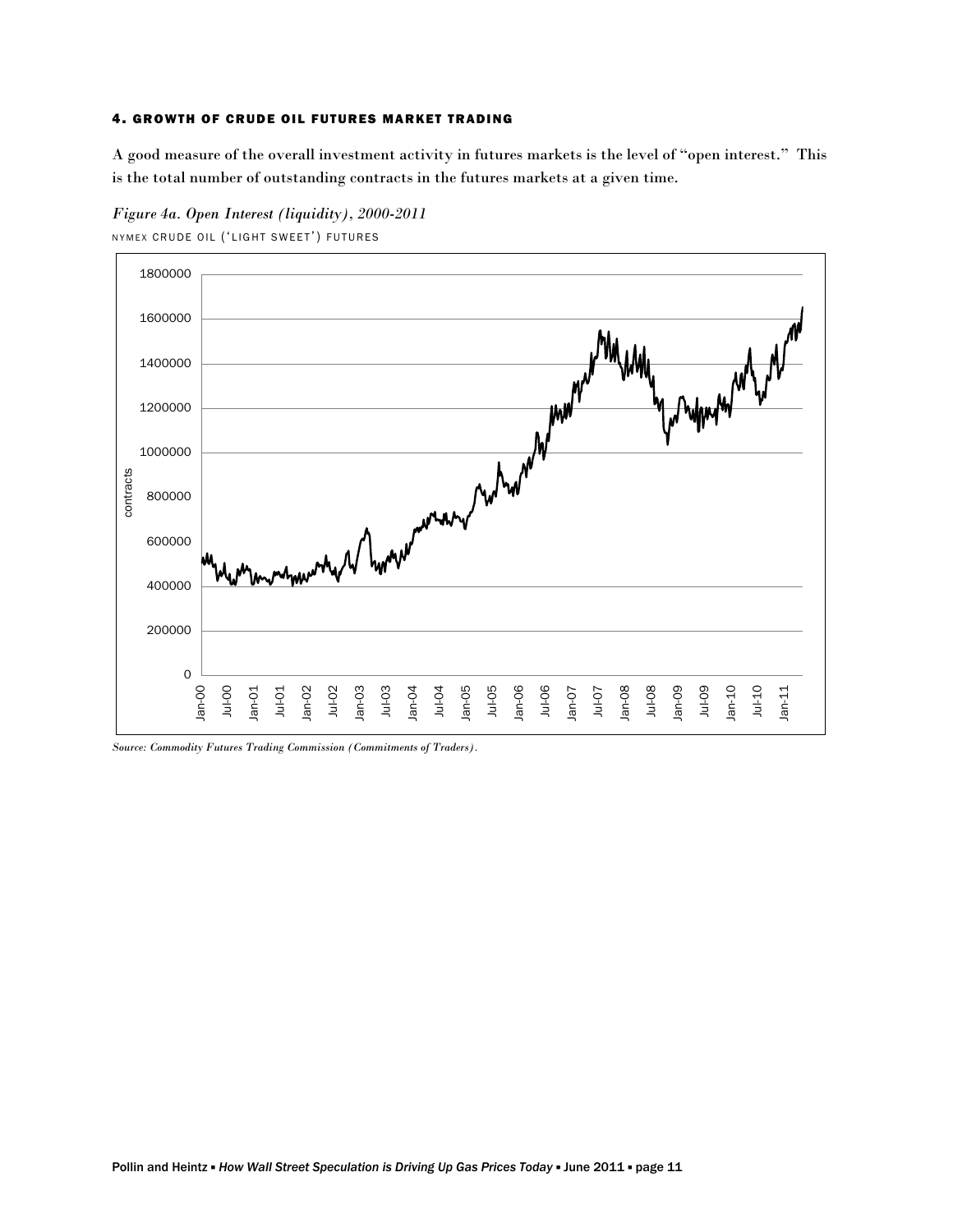#### 4. GROWTH OF CRUDE OIL FUTURES MARKET TRADING

A good measure of the overall investment activity in futures markets is the level of "open interest." This is the total number of outstanding contracts in the futures markets at a given time.

*Figure 4a. Open Interest (liquidity), 2000-2011*

NYMEX CRUDE OIL ('LIGHT SWEET') FUTURES

*Source: Commodity Futures Trading Commission (Commitments of Traders).*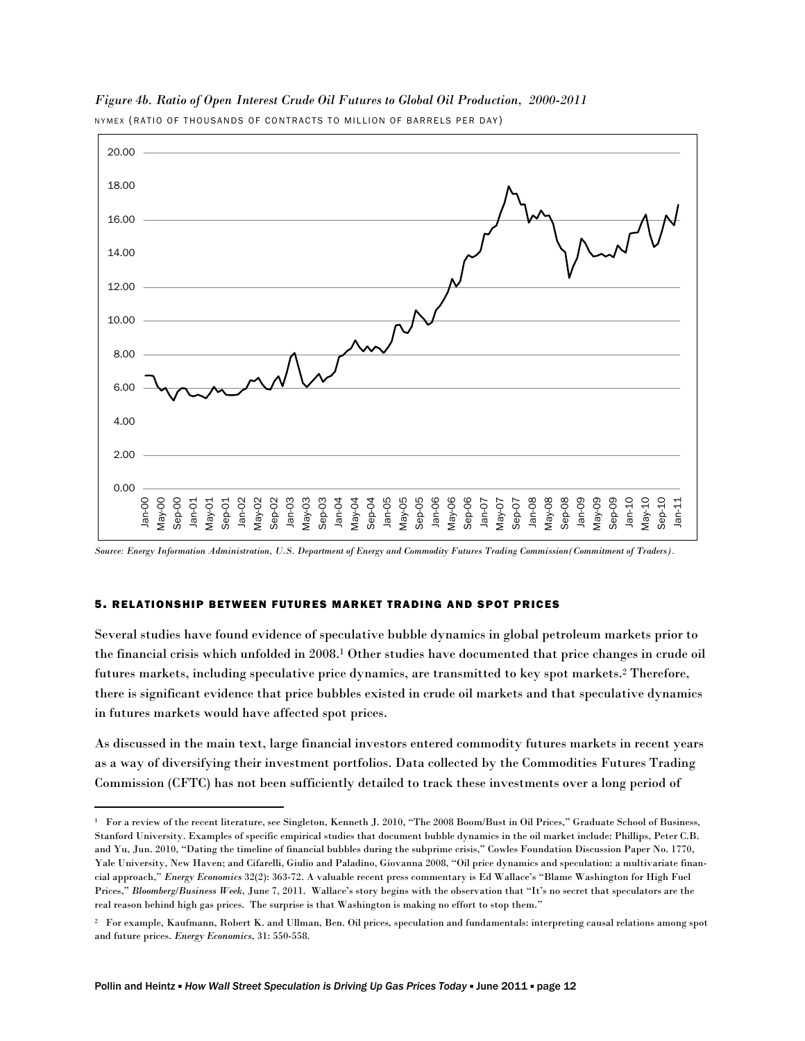*Figure 4b. Ratio of Open Interest Crude Oil Futures to Global Oil Production, 2000-2011*

NYMEX (RATIO OF THOUSANDS OF CONTRACTS TO MILLION OF BARRELS PER DAY)

*Source: Energy Information Administration, U.S. Department of Energy and Commodity Futures Trading Commission (Commitment of Traders).*

## 5. RELATIONSHIP BETWEEN FUTURES MARKET TRADING AND SPOT PRICES

Several studies have found evidence of speculative bubble dynamics in global petroleum markets prior to the financial crisis which unfolded in 2008.[1] Other studies have documented that price changes in crude oil futures markets, including speculative price dynamics, are transmitted to key spot markets.[2] Therefore, there is significant evidence that price bubbles existed in crude oil markets and that speculative dynamics in futures markets would have affected spot prices.

As discussed in the main text, large financial investors entered commodity futures markets in recent years as a way of diversifying their investment portfolios. Data collected by the Commodities Futures Trading Commission (CFTC) has not been sufficiently detailed to track these investments over a long period of

---

[1] For a review of the recent literature, see Singleton, Kenneth J. 2010, "The 2008 Boom/Bust in Oil Prices," Graduate School of Business, Stanford University. Examples of specific empirical studies that document bubble dynamics in the oil market include: Phillips, Peter C.B. and Yu, Jun. 2010, "Dating the timeline of financial bubbles during the subprime crisis," Cowles Foundation Discussion Paper No. 1770, Yale University, New Haven; and Cifarelli, Giulio and Paladino, Giovanna 2008, "Oil price dynamics and speculation: a multivariate financial approach," *Energy Economics* 32(2): 363-72. A valuable recent press commentary is Ed Wallace's "Blame Washington for High Fuel Prices," *Bloomberg/Business Week*, June 7, 2011. Wallace's story begins with the observation that "It's no secret that speculators are the real reason behind high gas prices. The surprise is that Washington is making no effort to stop them."

[2] For example, Kaufmann, Robert K. and Ullman, Ben. Oil prices, speculation and fundamentals: interpreting causal relations among spot and future prices. *Energy Economics*, 31: 550-558.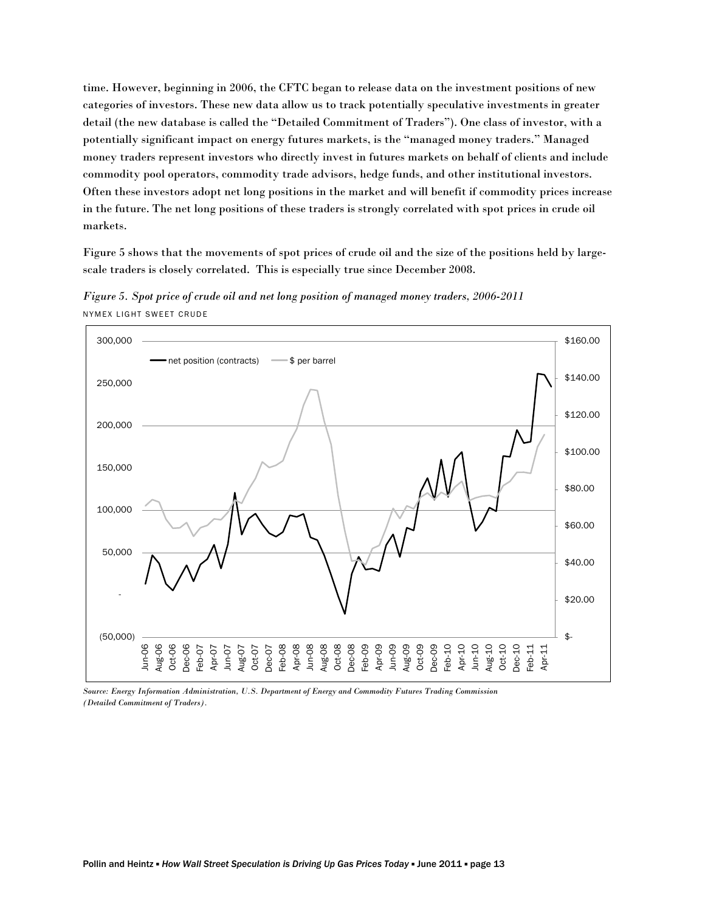time. However, beginning in 2006, the CFTC began to release data on the investment positions of new categories of investors. These new data allow us to track potentially speculative investments in greater detail (the new database is called the "Detailed Commitment of Traders"). One class of investor, with a potentially significant impact on energy futures markets, is the "managed money traders." Managed money traders represent investors who directly invest in futures markets on behalf of clients and include commodity pool operators, commodity trade advisors, hedge funds, and other institutional investors. Often these investors adopt net long positions in the market and will benefit if commodity prices increase in the future. The net long positions of these traders is strongly correlated with spot prices in crude oil markets.

Figure 5 shows that the movements of spot prices of crude oil and the size of the positions held by large-scale traders is closely correlated. This is especially true since December 2008.

*Figure 5. Spot price of crude oil and net long position of managed money traders, 2006-2011*

NYMEX LIGHT SWEET CRUDE

*Source: Energy Information Administration, U.S. Department of Energy and Commodity Futures Trading Commission (Detailed Commitment of Traders).*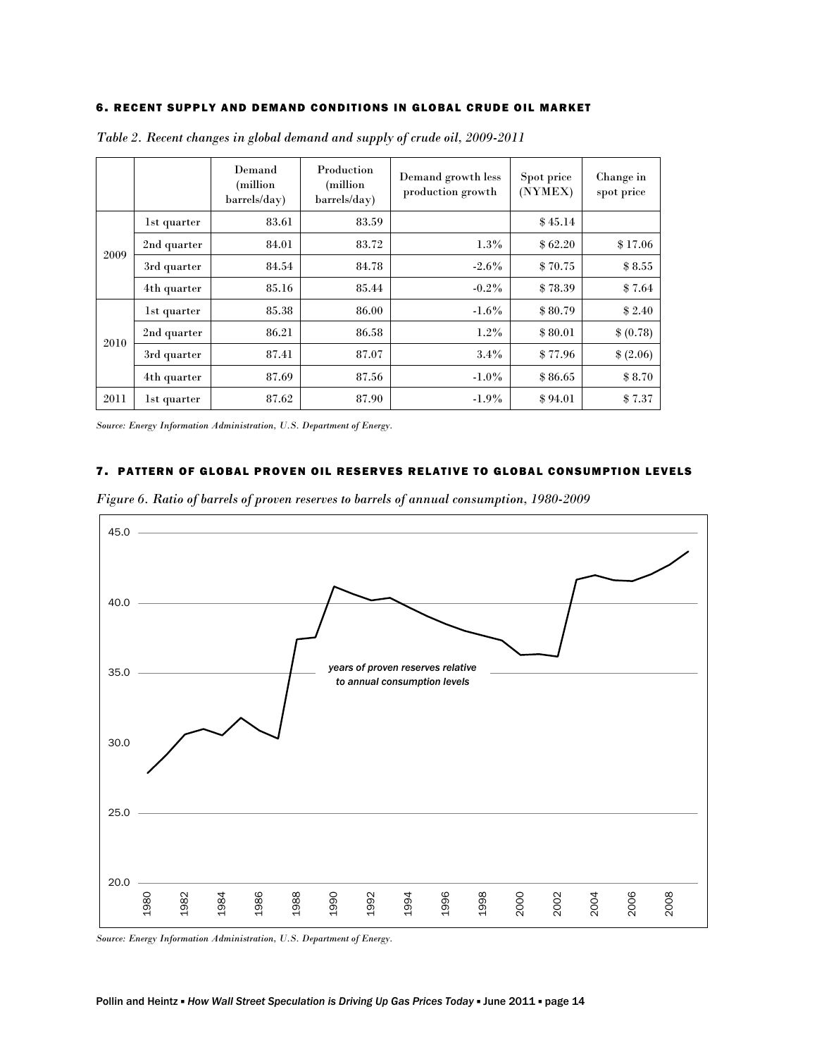## 6. RECENT SUPPLY AND DEMAND CONDITIONS IN GLOBAL CRUDE OIL MARKET

*Table 2. Recent changes in global demand and supply of crude oil, 2009-2011*

| | | Demand (million barrels/day) | Production (million barrels/day) | Demand growth less production growth | Spot price (NYMEX) | Change in spot price |
|---|---|---|---|---|---|---|
| 2009 | 1st quarter | 83.61 | 83.59 | | $ 45.14 | |
| | 2nd quarter | 84.01 | 83.72 | 1.3% | $ 62.20 | $ 17.06 |
| | 3rd quarter | 84.54 | 84.78 | -2.6% | $ 70.75 | $ 8.55 |
| | 4th quarter | 85.16 | 85.44 | -0.2% | $ 78.39 | $ 7.64 |
| 2010 | 1st quarter | 85.38 | 86.00 | -1.6% | $ 80.79 | $ 2.40 |
| | 2nd quarter | 86.21 | 86.58 | 1.2% | $ 80.01 | $ (0.78) |
| | 3rd quarter | 87.41 | 87.07 | 3.4% | $ 77.96 | $ (2.06) |
| | 4th quarter | 87.69 | 87.56 | -1.0% | $ 86.65 | $ 8.70 |
| 2011 | 1st quarter | 87.62 | 87.90 | -1.9% | $ 94.01 | $ 7.37 |

*Source: Energy Information Administration, U.S. Department of Energy.*

## 7. PATTERN OF GLOBAL PROVEN OIL RESERVES RELATIVE TO GLOBAL CONSUMPTION LEVELS

*Figure 6. Ratio of barrels of proven reserves to barrels of annual consumption, 1980-2009*

*Source: Energy Information Administration, U.S. Department of Energy.*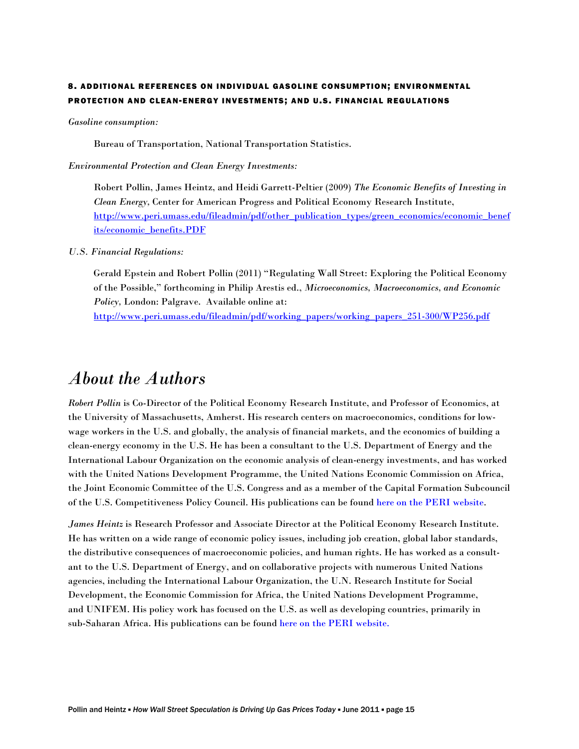### 8. ADDITIONAL REFERENCES ON INDIVIDUAL GASOLINE CONSUMPTION; ENVIRONMENTAL PROTECTION AND CLEAN-ENERGY INVESTMENTS; AND U.S. FINANCIAL REGULATIONS

*Gasoline consumption:*

Bureau of Transportation, National Transportation Statistics.

*Environmental Protection and Clean Energy Investments:*

Robert Pollin, James Heintz, and Heidi Garrett-Peltier (2009) *The Economic Benefits of Investing in Clean Energy*, Center for American Progress and Political Economy Research Institute, http://www.peri.umass.edu/fileadmin/pdf/other_publication_types/green_economics/economic_benefits/economic_benefits.PDF

*U.S. Financial Regulations:*

Gerald Epstein and Robert Pollin (2011) "Regulating Wall Street: Exploring the Political Economy of the Possible," forthcoming in Philip Arestis ed., *Microeconomics, Macroeconomics, and Economic Policy*, London: Palgrave. Available online at: http://www.peri.umass.edu/fileadmin/pdf/working_papers/working_papers_251-300/WP256.pdf

# *About the Authors*

*Robert Pollin* is Co-Director of the Political Economy Research Institute, and Professor of Economics, at the University of Massachusetts, Amherst. His research centers on macroeconomics, conditions for low-wage workers in the U.S. and globally, the analysis of financial markets, and the economics of building a clean-energy economy in the U.S. He has been a consultant to the U.S. Department of Energy and the International Labour Organization on the economic analysis of clean-energy investments, and has worked with the United Nations Development Programme, the United Nations Economic Commission on Africa, the Joint Economic Committee of the U.S. Congress and as a member of the Capital Formation Subcouncil of the U.S. Competitiveness Policy Council. His publications can be found here on the PERI website.

*James Heintz* is Research Professor and Associate Director at the Political Economy Research Institute. He has written on a wide range of economic policy issues, including job creation, global labor standards, the distributive consequences of macroeconomic policies, and human rights. He has worked as a consultant to the U.S. Department of Energy, and on collaborative projects with numerous United Nations agencies, including the International Labour Organization, the U.N. Research Institute for Social Development, the Economic Commission for Africa, the United Nations Development Programme, and UNIFEM. His policy work has focused on the U.S. as well as developing countries, primarily in sub-Saharan Africa. His publications can be found here on the PERI website.